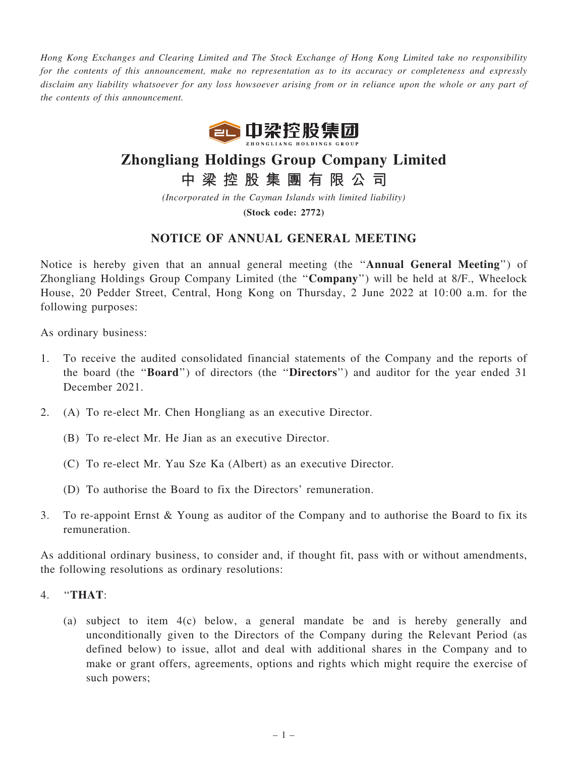*Hong Kong Exchanges and Clearing Limited and The Stock Exchange of Hong Kong Limited take no responsibility for the contents of this announcement, make no representation as to its accuracy or completeness and expressly disclaim any liability whatsoever for any loss howsoever arising from or in reliance upon the whole or any part of the contents of this announcement.*

# Zhongliang Holdings Group Company Limited

# 中梁控股集團有限公司

*(Incorporated in the Cayman Islands with limited liability)*

**(Stock code: 2772)**

## NOTICE OF ANNUAL GENERAL MEETING

Notice is hereby given that an annual general meeting (the "**Annual General Meeting**") of Zhongliang Holdings Group Company Limited (the "**Company**") will be held at 8/F., Wheelock House, 20 Pedder Street, Central, Hong Kong on Thursday, 2 June 2022 at 10:00 a.m. for the following purposes:

As ordinary business:

1. To receive the audited consolidated financial statements of the Company and the reports of the board (the "**Board**") of directors (the "**Directors**") and auditor for the year ended 31 December 2021.

2. (A) To re-elect Mr. Chen Hongliang as an executive Director.

   (B) To re-elect Mr. He Jian as an executive Director.

   (C) To re-elect Mr. Yau Sze Ka (Albert) as an executive Director.

   (D) To authorise the Board to fix the Directors' remuneration.

3. To re-appoint Ernst & Young as auditor of the Company and to authorise the Board to fix its remuneration.

As additional ordinary business, to consider and, if thought fit, pass with or without amendments, the following resolutions as ordinary resolutions:

4. "**THAT**:

   (a) subject to item 4(c) below, a general mandate be and is hereby generally and unconditionally given to the Directors of the Company during the Relevant Period (as defined below) to issue, allot and deal with additional shares in the Company and to make or grant offers, agreements, options and rights which might require the exercise of such powers;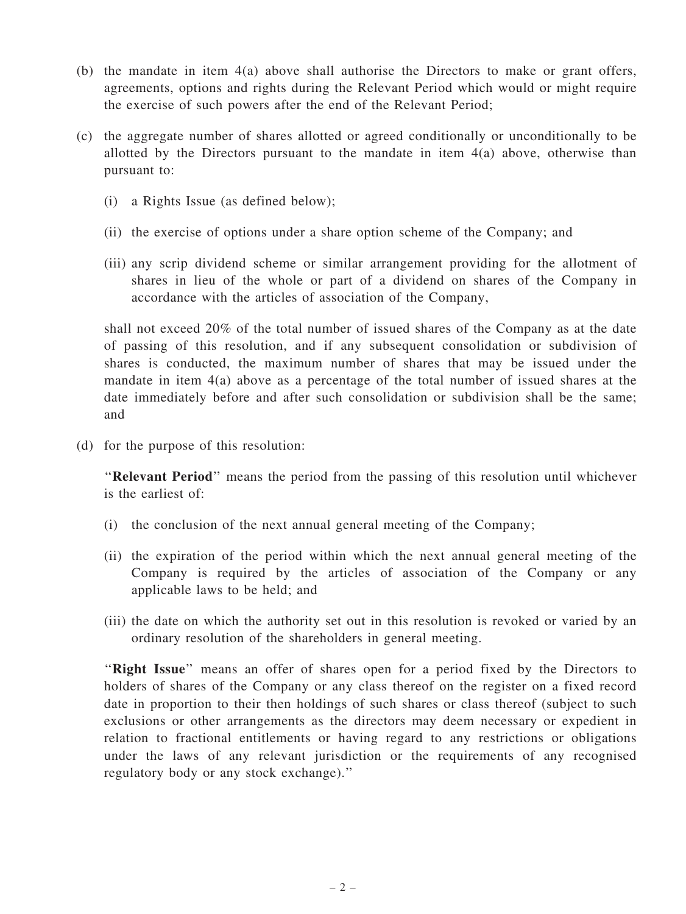(b) the mandate in item 4(a) above shall authorise the Directors to make or grant offers, agreements, options and rights during the Relevant Period which would or might require the exercise of such powers after the end of the Relevant Period;

(c) the aggregate number of shares allotted or agreed conditionally or unconditionally to be allotted by the Directors pursuant to the mandate in item 4(a) above, otherwise than pursuant to:

  (i) a Rights Issue (as defined below);

  (ii) the exercise of options under a share option scheme of the Company; and

  (iii) any scrip dividend scheme or similar arrangement providing for the allotment of shares in lieu of the whole or part of a dividend on shares of the Company in accordance with the articles of association of the Company,

  shall not exceed 20% of the total number of issued shares of the Company as at the date of passing of this resolution, and if any subsequent consolidation or subdivision of shares is conducted, the maximum number of shares that may be issued under the mandate in item 4(a) above as a percentage of the total number of issued shares at the date immediately before and after such consolidation or subdivision shall be the same; and

(d) for the purpose of this resolution:

  "**Relevant Period**" means the period from the passing of this resolution until whichever is the earliest of:

  (i) the conclusion of the next annual general meeting of the Company;

  (ii) the expiration of the period within which the next annual general meeting of the Company is required by the articles of association of the Company or any applicable laws to be held; and

  (iii) the date on which the authority set out in this resolution is revoked or varied by an ordinary resolution of the shareholders in general meeting.

  "**Right Issue**" means an offer of shares open for a period fixed by the Directors to holders of shares of the Company or any class thereof on the register on a fixed record date in proportion to their then holdings of such shares or class thereof (subject to such exclusions or other arrangements as the directors may deem necessary or expedient in relation to fractional entitlements or having regard to any restrictions or obligations under the laws of any relevant jurisdiction or the requirements of any recognised regulatory body or any stock exchange)."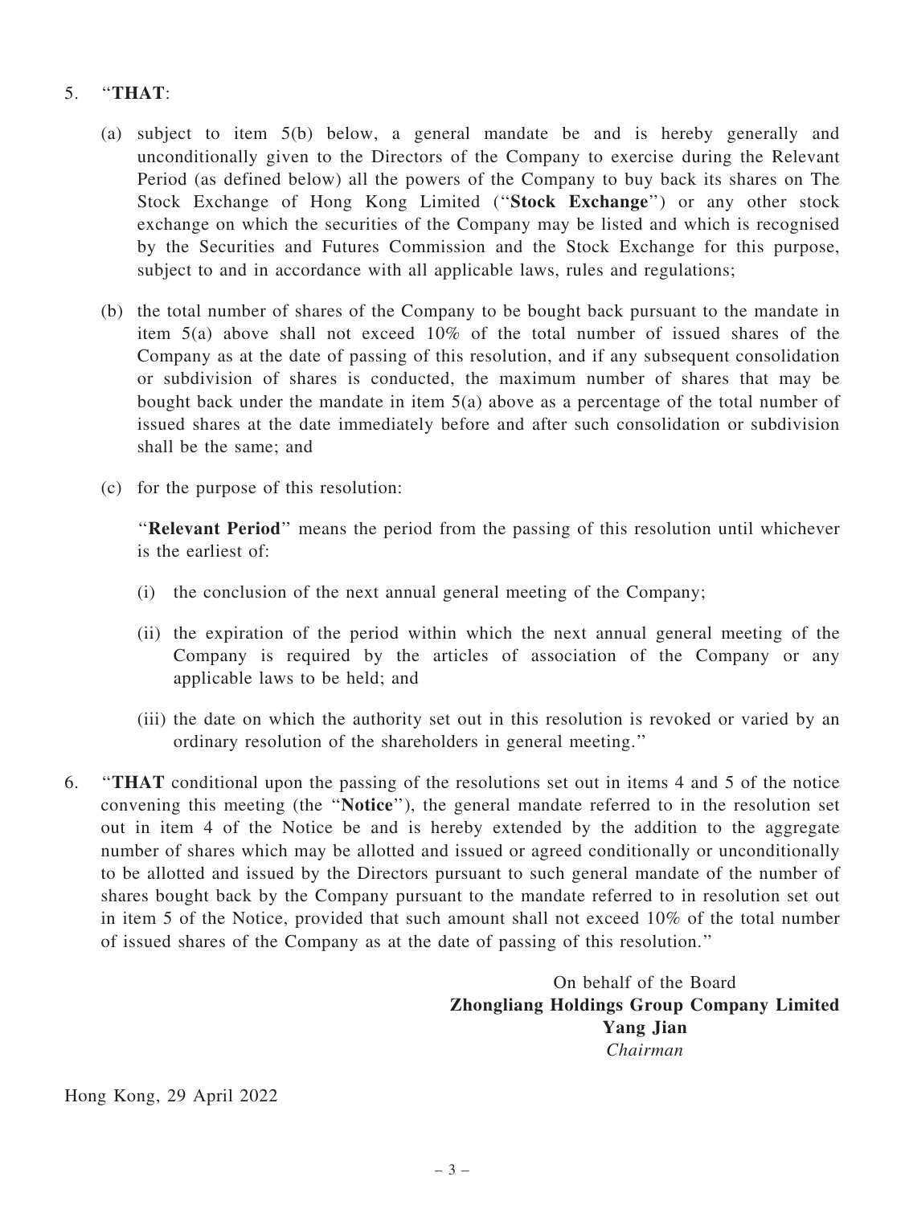5. "**THAT**:

   (a) subject to item 5(b) below, a general mandate be and is hereby generally and unconditionally given to the Directors of the Company to exercise during the Relevant Period (as defined below) all the powers of the Company to buy back its shares on The Stock Exchange of Hong Kong Limited ("**Stock Exchange**") or any other stock exchange on which the securities of the Company may be listed and which is recognised by the Securities and Futures Commission and the Stock Exchange for this purpose, subject to and in accordance with all applicable laws, rules and regulations;

   (b) the total number of shares of the Company to be bought back pursuant to the mandate in item 5(a) above shall not exceed 10% of the total number of issued shares of the Company as at the date of passing of this resolution, and if any subsequent consolidation or subdivision of shares is conducted, the maximum number of shares that may be bought back under the mandate in item 5(a) above as a percentage of the total number of issued shares at the date immediately before and after such consolidation or subdivision shall be the same; and

   (c) for the purpose of this resolution:

   "**Relevant Period**" means the period from the passing of this resolution until whichever is the earliest of:

   (i) the conclusion of the next annual general meeting of the Company;

   (ii) the expiration of the period within which the next annual general meeting of the Company is required by the articles of association of the Company or any applicable laws to be held; and

   (iii) the date on which the authority set out in this resolution is revoked or varied by an ordinary resolution of the shareholders in general meeting."

6. "**THAT** conditional upon the passing of the resolutions set out in items 4 and 5 of the notice convening this meeting (the "**Notice**"), the general mandate referred to in the resolution set out in item 4 of the Notice be and is hereby extended by the addition to the aggregate number of shares which may be allotted and issued or agreed conditionally or unconditionally to be allotted and issued by the Directors pursuant to such general mandate of the number of shares bought back by the Company pursuant to the mandate referred to in resolution set out in item 5 of the Notice, provided that such amount shall not exceed 10% of the total number of issued shares of the Company as at the date of passing of this resolution."

On behalf of the Board
**Zhongliang Holdings Group Company Limited**
**Yang Jian**
*Chairman*

Hong Kong, 29 April 2022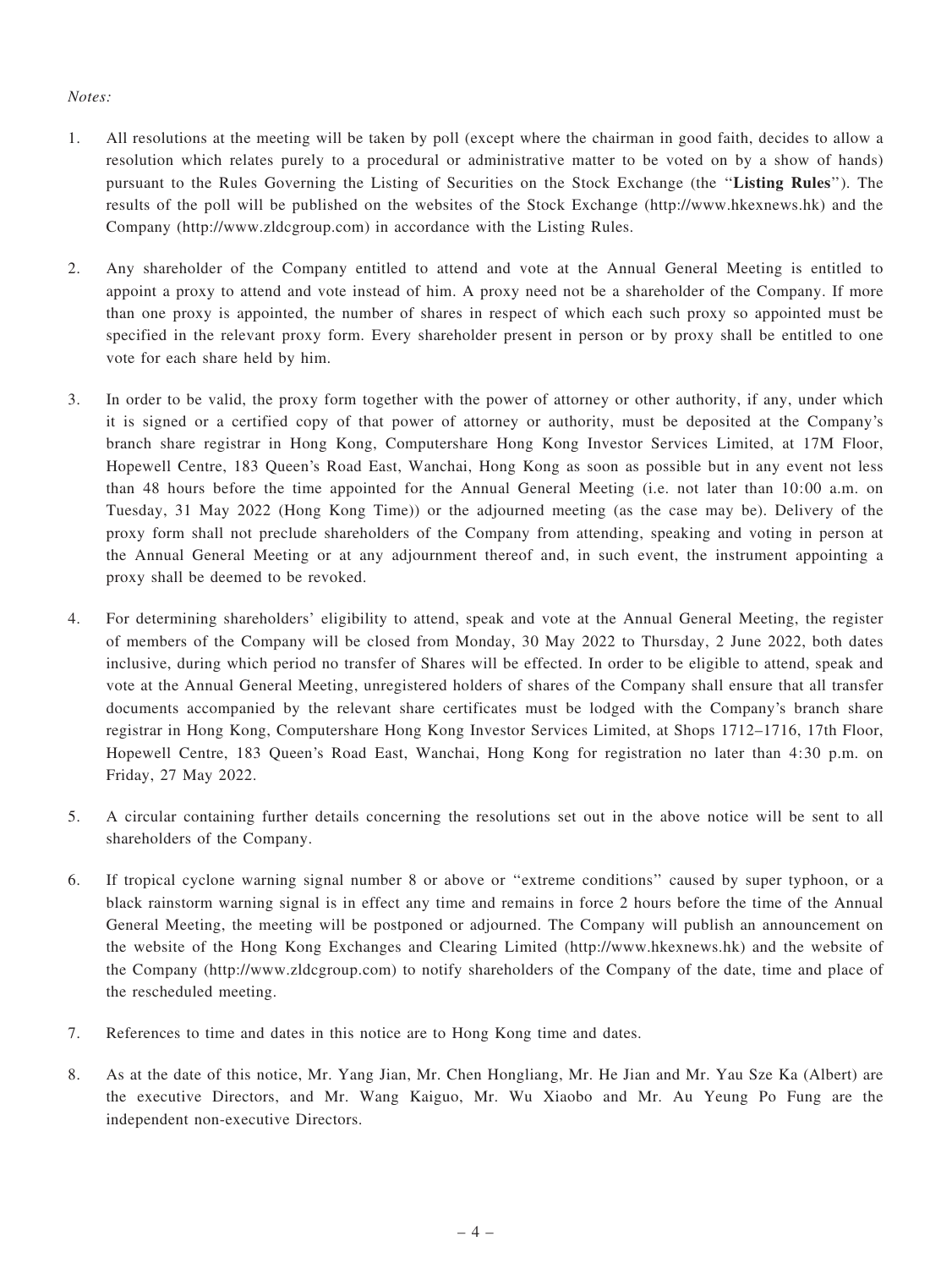*Notes:*

1. All resolutions at the meeting will be taken by poll (except where the chairman in good faith, decides to allow a resolution which relates purely to a procedural or administrative matter to be voted on by a show of hands) pursuant to the Rules Governing the Listing of Securities on the Stock Exchange (the "**Listing Rules**"). The results of the poll will be published on the websites of the Stock Exchange (http://www.hkexnews.hk) and the Company (http://www.zldcgroup.com) in accordance with the Listing Rules.

2. Any shareholder of the Company entitled to attend and vote at the Annual General Meeting is entitled to appoint a proxy to attend and vote instead of him. A proxy need not be a shareholder of the Company. If more than one proxy is appointed, the number of shares in respect of which each such proxy so appointed must be specified in the relevant proxy form. Every shareholder present in person or by proxy shall be entitled to one vote for each share held by him.

3. In order to be valid, the proxy form together with the power of attorney or other authority, if any, under which it is signed or a certified copy of that power of attorney or authority, must be deposited at the Company's branch share registrar in Hong Kong, Computershare Hong Kong Investor Services Limited, at 17M Floor, Hopewell Centre, 183 Queen's Road East, Wanchai, Hong Kong as soon as possible but in any event not less than 48 hours before the time appointed for the Annual General Meeting (i.e. not later than 10:00 a.m. on Tuesday, 31 May 2022 (Hong Kong Time)) or the adjourned meeting (as the case may be). Delivery of the proxy form shall not preclude shareholders of the Company from attending, speaking and voting in person at the Annual General Meeting or at any adjournment thereof and, in such event, the instrument appointing a proxy shall be deemed to be revoked.

4. For determining shareholders' eligibility to attend, speak and vote at the Annual General Meeting, the register of members of the Company will be closed from Monday, 30 May 2022 to Thursday, 2 June 2022, both dates inclusive, during which period no transfer of Shares will be effected. In order to be eligible to attend, speak and vote at the Annual General Meeting, unregistered holders of shares of the Company shall ensure that all transfer documents accompanied by the relevant share certificates must be lodged with the Company's branch share registrar in Hong Kong, Computershare Hong Kong Investor Services Limited, at Shops 1712–1716, 17th Floor, Hopewell Centre, 183 Queen's Road East, Wanchai, Hong Kong for registration no later than 4:30 p.m. on Friday, 27 May 2022.

5. A circular containing further details concerning the resolutions set out in the above notice will be sent to all shareholders of the Company.

6. If tropical cyclone warning signal number 8 or above or "extreme conditions" caused by super typhoon, or a black rainstorm warning signal is in effect any time and remains in force 2 hours before the time of the Annual General Meeting, the meeting will be postponed or adjourned. The Company will publish an announcement on the website of the Hong Kong Exchanges and Clearing Limited (http://www.hkexnews.hk) and the website of the Company (http://www.zldcgroup.com) to notify shareholders of the Company of the date, time and place of the rescheduled meeting.

7. References to time and dates in this notice are to Hong Kong time and dates.

8. As at the date of this notice, Mr. Yang Jian, Mr. Chen Hongliang, Mr. He Jian and Mr. Yau Sze Ka (Albert) are the executive Directors, and Mr. Wang Kaiguo, Mr. Wu Xiaobo and Mr. Au Yeung Po Fung are the independent non-executive Directors.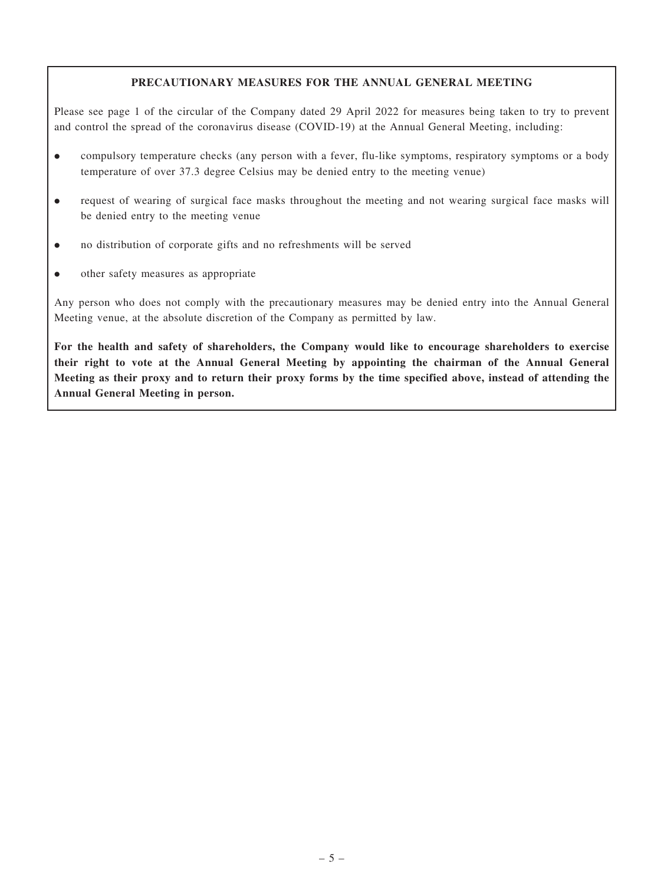## PRECAUTIONARY MEASURES FOR THE ANNUAL GENERAL MEETING

Please see page 1 of the circular of the Company dated 29 April 2022 for measures being taken to try to prevent and control the spread of the coronavirus disease (COVID-19) at the Annual General Meeting, including:

- compulsory temperature checks (any person with a fever, flu-like symptoms, respiratory symptoms or a body temperature of over 37.3 degree Celsius may be denied entry to the meeting venue)
- request of wearing of surgical face masks throughout the meeting and not wearing surgical face masks will be denied entry to the meeting venue
- no distribution of corporate gifts and no refreshments will be served
- other safety measures as appropriate

Any person who does not comply with the precautionary measures may be denied entry into the Annual General Meeting venue, at the absolute discretion of the Company as permitted by law.

**For the health and safety of shareholders, the Company would like to encourage shareholders to exercise their right to vote at the Annual General Meeting by appointing the chairman of the Annual General Meeting as their proxy and to return their proxy forms by the time specified above, instead of attending the Annual General Meeting in person.**